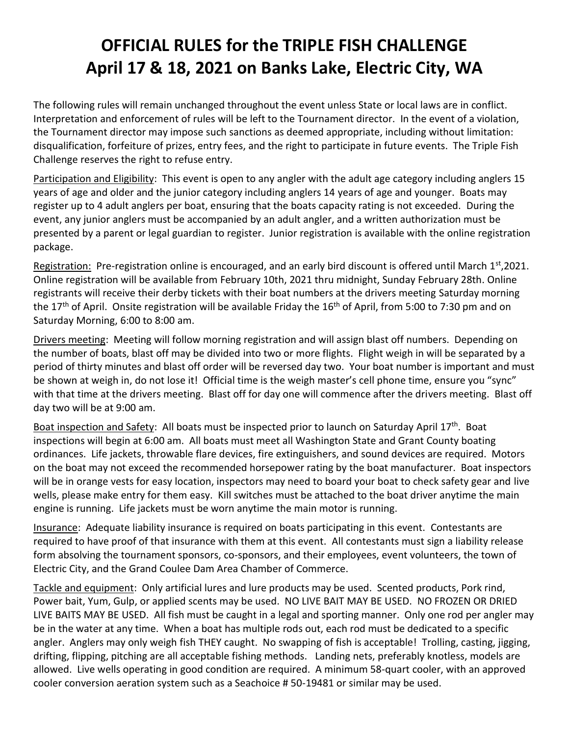# OFFICIAL RULES for the TRIPLE FISH CHALLENGE April 17 & 18, 2021 on Banks Lake, Electric City, WA

The following rules will remain unchanged throughout the event unless State or local laws are in conflict. Interpretation and enforcement of rules will be left to the Tournament director. In the event of a violation, the Tournament director may impose such sanctions as deemed appropriate, including without limitation: disqualification, forfeiture of prizes, entry fees, and the right to participate in future events. The Triple Fish Challenge reserves the right to refuse entry.

Participation and Eligibility: This event is open to any angler with the adult age category including anglers 15 years of age and older and the junior category including anglers 14 years of age and younger. Boats may register up to 4 adult anglers per boat, ensuring that the boats capacity rating is not exceeded. During the event, any junior anglers must be accompanied by an adult angler, and a written authorization must be presented by a parent or legal guardian to register. Junior registration is available with the online registration package.

Registration: Pre-registration online is encouraged, and an early bird discount is offered until March 1st,2021. Online registration will be available from February 10th, 2021 thru midnight, Sunday February 28th. Online registrants will receive their derby tickets with their boat numbers at the drivers meeting Saturday morning the 17th of April. Onsite registration will be available Friday the 16th of April, from 5:00 to 7:30 pm and on Saturday Morning, 6:00 to 8:00 am.

Drivers meeting: Meeting will follow morning registration and will assign blast off numbers. Depending on the number of boats, blast off may be divided into two or more flights. Flight weigh in will be separated by a period of thirty minutes and blast off order will be reversed day two. Your boat number is important and must be shown at weigh in, do not lose it! Official time is the weigh master's cell phone time, ensure you "sync" with that time at the drivers meeting. Blast off for day one will commence after the drivers meeting. Blast off day two will be at 9:00 am.

Boat inspection and Safety: All boats must be inspected prior to launch on Saturday April 17th. Boat inspections will begin at 6:00 am. All boats must meet all Washington State and Grant County boating ordinances. Life jackets, throwable flare devices, fire extinguishers, and sound devices are required. Motors on the boat may not exceed the recommended horsepower rating by the boat manufacturer. Boat inspectors will be in orange vests for easy location, inspectors may need to board your boat to check safety gear and live wells, please make entry for them easy. Kill switches must be attached to the boat driver anytime the main engine is running. Life jackets must be worn anytime the main motor is running.

Insurance: Adequate liability insurance is required on boats participating in this event. Contestants are required to have proof of that insurance with them at this event. All contestants must sign a liability release form absolving the tournament sponsors, co-sponsors, and their employees, event volunteers, the town of Electric City, and the Grand Coulee Dam Area Chamber of Commerce.

Tackle and equipment: Only artificial lures and lure products may be used. Scented products, Pork rind, Power bait, Yum, Gulp, or applied scents may be used. NO LIVE BAIT MAY BE USED. NO FROZEN OR DRIED LIVE BAITS MAY BE USED. All fish must be caught in a legal and sporting manner. Only one rod per angler may be in the water at any time. When a boat has multiple rods out, each rod must be dedicated to a specific angler. Anglers may only weigh fish THEY caught. No swapping of fish is acceptable! Trolling, casting, jigging, drifting, flipping, pitching are all acceptable fishing methods. Landing nets, preferably knotless, models are allowed. Live wells operating in good condition are required. A minimum 58-quart cooler, with an approved cooler conversion aeration system such as a Seachoice # 50-19481 or similar may be used.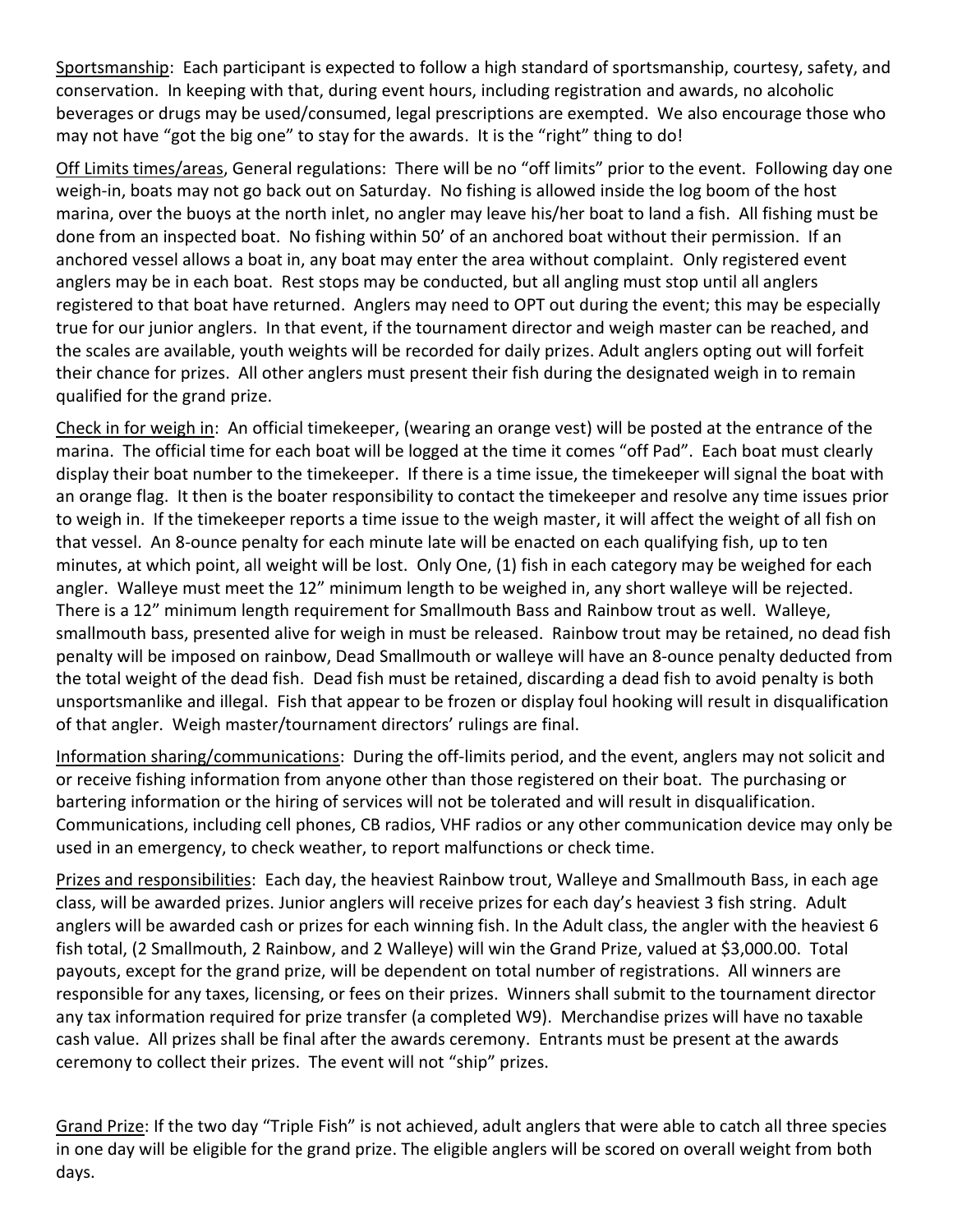<u>Sportsmanship</u>: Each participant is expected to follow a high standard of sportsmanship, courtesy, safety, and conservation. In keeping with that, during event hours, including registration and awards, no alcoholic beverages or drugs may be used/consumed, legal prescriptions are exempted. We also encourage those who may not have "got the big one" to stay for the awards. It is the "right" thing to do!

<u>Off Limits times/areas</u>, General regulations: There will be no "off limits" prior to the event. Following day one weigh-in, boats may not go back out on Saturday. No fishing is allowed inside the log boom of the host marina, over the buoys at the north inlet, no angler may leave his/her boat to land a fish. All fishing must be done from an inspected boat. No fishing within 50' of an anchored boat without their permission. If an anchored vessel allows a boat in, any boat may enter the area without complaint. Only registered event anglers may be in each boat. Rest stops may be conducted, but all angling must stop until all anglers registered to that boat have returned. Anglers may need to OPT out during the event; this may be especially true for our junior anglers. In that event, if the tournament director and weigh master can be reached, and the scales are available, youth weights will be recorded for daily prizes. Adult anglers opting out will forfeit their chance for prizes. All other anglers must present their fish during the designated weigh in to remain qualified for the grand prize.

<u>Check in for weigh in</u>: An official timekeeper, (wearing an orange vest) will be posted at the entrance of the marina. The official time for each boat will be logged at the time it comes "off Pad". Each boat must clearly display their boat number to the timekeeper. If there is a time issue, the timekeeper will signal the boat with an orange flag. It then is the boater responsibility to contact the timekeeper and resolve any time issues prior to weigh in. If the timekeeper reports a time issue to the weigh master, it will affect the weight of all fish on that vessel. An 8-ounce penalty for each minute late will be enacted on each qualifying fish, up to ten minutes, at which point, all weight will be lost. Only One, (1) fish in each category may be weighed for each angler. Walleye must meet the 12" minimum length to be weighed in, any short walleye will be rejected. There is a 12" minimum length requirement for Smallmouth Bass and Rainbow trout as well. Walleye, smallmouth bass, presented alive for weigh in must be released. Rainbow trout may be retained, no dead fish penalty will be imposed on rainbow, Dead Smallmouth or walleye will have an 8-ounce penalty deducted from the total weight of the dead fish. Dead fish must be retained, discarding a dead fish to avoid penalty is both unsportsmanlike and illegal. Fish that appear to be frozen or display foul hooking will result in disqualification of that angler. Weigh master/tournament directors' rulings are final.

<u>Information sharing/communications</u>: During the off-limits period, and the event, anglers may not solicit and or receive fishing information from anyone other than those registered on their boat. The purchasing or bartering information or the hiring of services will not be tolerated and will result in disqualification. Communications, including cell phones, CB radios, VHF radios or any other communication device may only be used in an emergency, to check weather, to report malfunctions or check time.

<u>Prizes and responsibilities</u>: Each day, the heaviest Rainbow trout, Walleye and Smallmouth Bass, in each age class, will be awarded prizes. Junior anglers will receive prizes for each day's heaviest 3 fish string. Adult anglers will be awarded cash or prizes for each winning fish. In the Adult class, the angler with the heaviest 6 fish total, (2 Smallmouth, 2 Rainbow, and 2 Walleye) will win the Grand Prize, valued at $3,000.00. Total payouts, except for the grand prize, will be dependent on total number of registrations. All winners are responsible for any taxes, licensing, or fees on their prizes. Winners shall submit to the tournament director any tax information required for prize transfer (a completed W9). Merchandise prizes will have no taxable cash value. All prizes shall be final after the awards ceremony. Entrants must be present at the awards ceremony to collect their prizes. The event will not "ship" prizes.

<u>Grand Prize</u>: If the two day "Triple Fish" is not achieved, adult anglers that were able to catch all three species in one day will be eligible for the grand prize. The eligible anglers will be scored on overall weight from both days.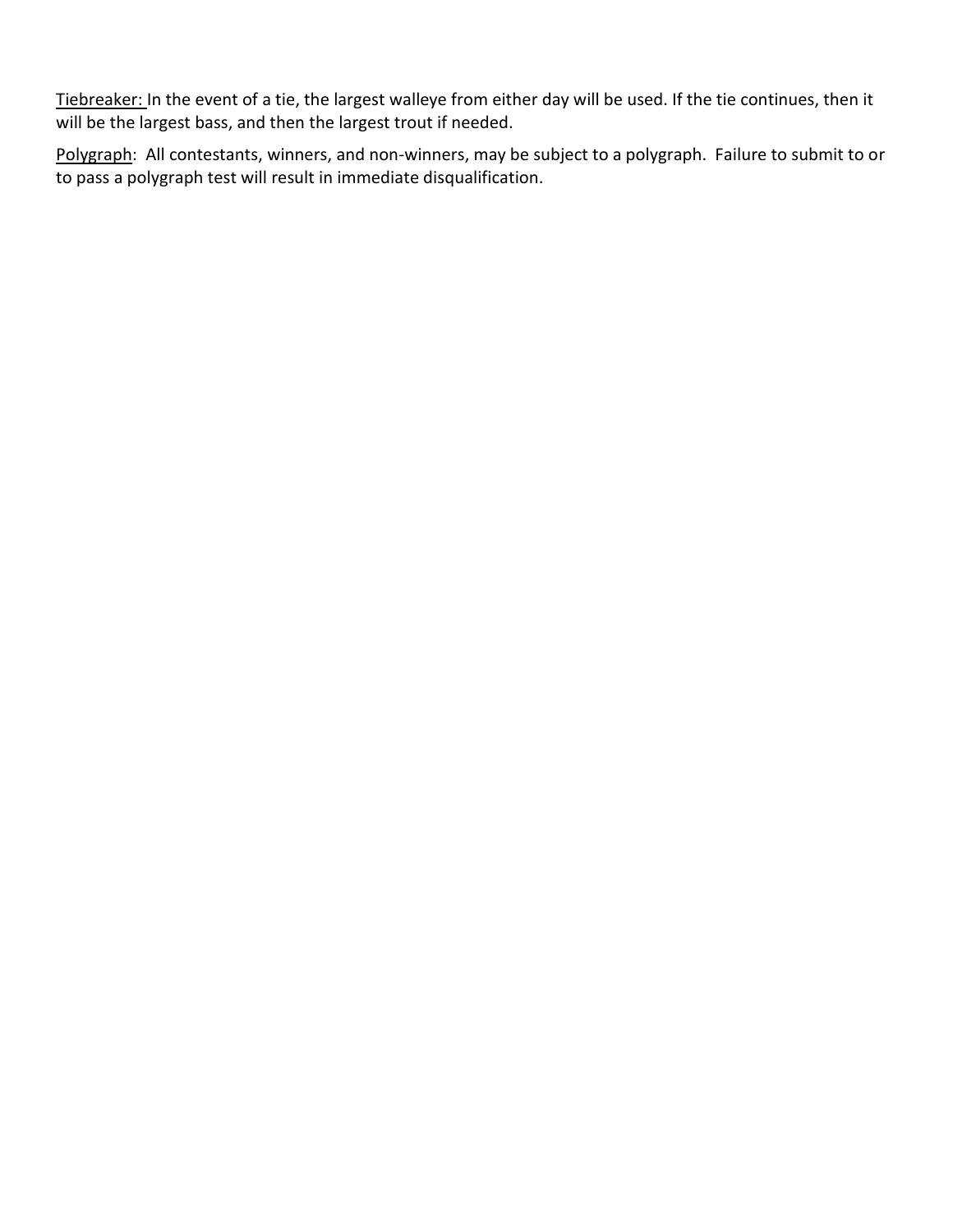<u>Tiebreaker:</u> In the event of a tie, the largest walleye from either day will be used. If the tie continues, then it will be the largest bass, and then the largest trout if needed.

<u>Polygraph</u>: All contestants, winners, and non-winners, may be subject to a polygraph. Failure to submit to or to pass a polygraph test will result in immediate disqualification.